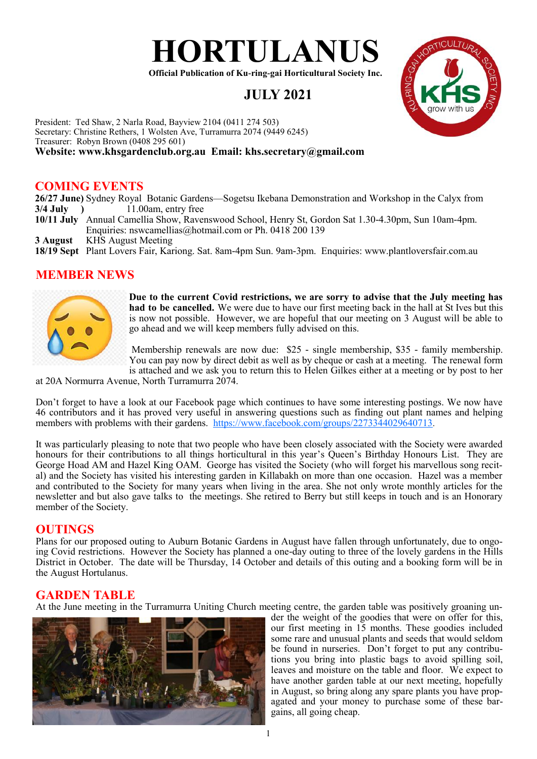# HORTULANUS

**Official Publication of Ku-ring-gai Horticultural Society Inc.**

## JULY 2021

President: Ted Shaw, 2 Narla Road, Bayview 2104 (0411 274 503)
Secretary: Christine Rethers, 1 Wolsten Ave, Turramurra 2074 (9449 6245)
Treasurer: Robyn Brown (0408 295 601)
**Website: www.khsgardenclub.org.au Email: khs.secretary@gmail.com**

## COMING EVENTS

**26/27 June)** Sydney Royal Botanic Gardens—Sogetsu Ikebana Demonstration and Workshop in the Calyx from
**3/4 July )** 11.00am, entry free

**10/11 July** Annual Camellia Show, Ravenswood School, Henry St, Gordon Sat 1.30-4.30pm, Sun 10am-4pm. Enquiries: nswcamellias@hotmail.com or Ph. 0418 200 139

**3 August** KHS August Meeting

**18/19 Sept** Plant Lovers Fair, Kariong. Sat. 8am-4pm Sun. 9am-3pm. Enquiries: www.plantloversfair.com.au

## MEMBER NEWS

**Due to the current Covid restrictions, we are sorry to advise that the July meeting has had to be cancelled.** We were due to have our first meeting back in the hall at St Ives but this is now not possible. However, we are hopeful that our meeting on 3 August will be able to go ahead and we will keep members fully advised on this.

Membership renewals are now due: $25 - single membership, $35 - family membership. You can pay now by direct debit as well as by cheque or cash at a meeting. The renewal form is attached and we ask you to return this to Helen Gilkes either at a meeting or by post to her at 20A Normurra Avenue, North Turramurra 2074.

Don't forget to have a look at our Facebook page which continues to have some interesting postings. We now have 46 contributors and it has proved very useful in answering questions such as finding out plant names and helping members with problems with their gardens. https://www.facebook.com/groups/2273344029640713.

It was particularly pleasing to note that two people who have been closely associated with the Society were awarded honours for their contributions to all things horticultural in this year's Queen's Birthday Honours List. They are George Hoad AM and Hazel King OAM. George has visited the Society (who will forget his marvellous song recital) and the Society has visited his interesting garden in Killabakh on more than one occasion. Hazel was a member and contributed to the Society for many years when living in the area. She not only wrote monthly articles for the newsletter and but also gave talks to the meetings. She retired to Berry but still keeps in touch and is an Honorary member of the Society.

## OUTINGS

Plans for our proposed outing to Auburn Botanic Gardens in August have fallen through unfortunately, due to ongoing Covid restrictions. However the Society has planned a one-day outing to three of the lovely gardens in the Hills District in October. The date will be Thursday, 14 October and details of this outing and a booking form will be in the August Hortulanus.

## GARDEN TABLE

At the June meeting in the Turramurra Uniting Church meeting centre, the garden table was positively groaning under the weight of the goodies that were on offer for this, our first meeting in 15 months. These goodies included some rare and unusual plants and seeds that would seldom be found in nurseries. Don't forget to put any contributions you bring into plastic bags to avoid spilling soil, leaves and moisture on the table and floor. We expect to have another garden table at our next meeting, hopefully in August, so bring along any spare plants you have propagated and your money to purchase some of these bargains, all going cheap.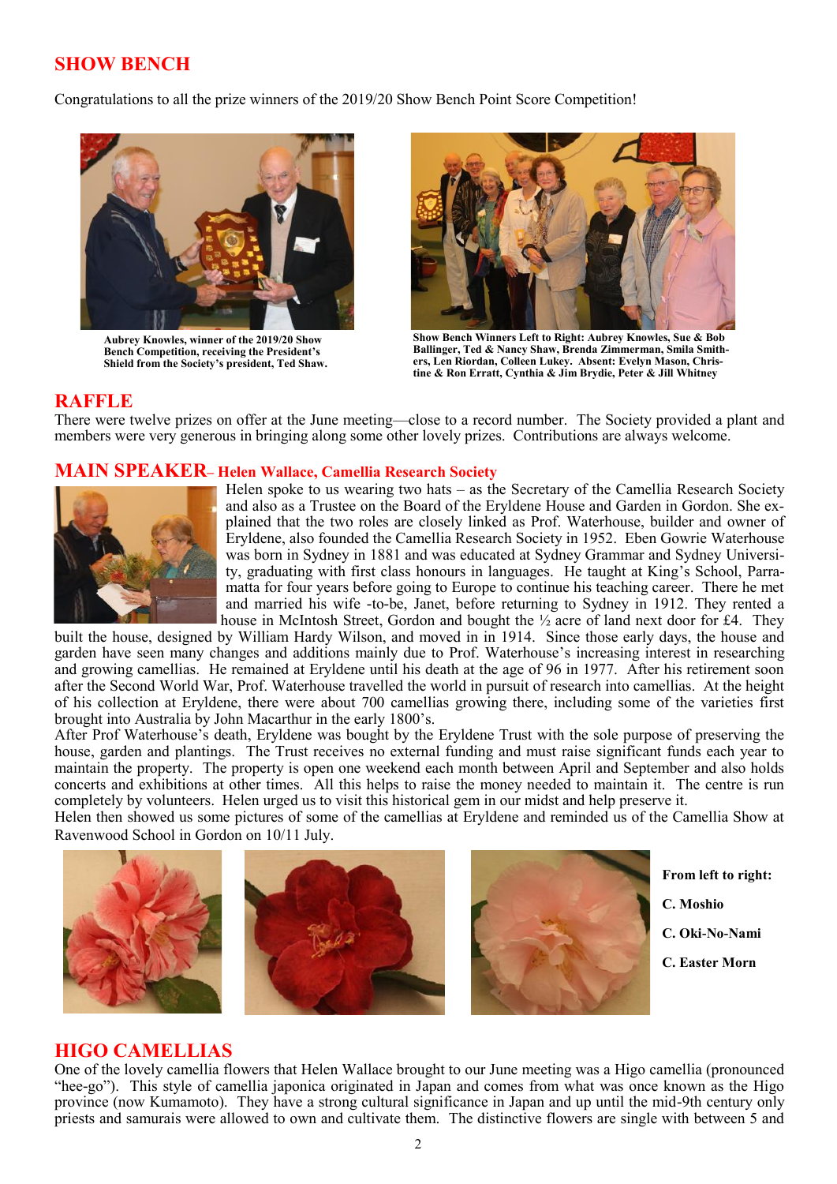## SHOW BENCH

Congratulations to all the prize winners of the 2019/20 Show Bench Point Score Competition!

**Aubrey Knowles, winner of the 2019/20 Show Bench Competition, receiving the President's Shield from the Society's president, Ted Shaw.**

**Show Bench Winners Left to Right: Aubrey Knowles, Sue & Bob Ballinger, Ted & Nancy Shaw, Brenda Zimmerman, Smila Smithers, Len Riordan, Colleen Lukey. Absent: Evelyn Mason, Christine & Ron Erratt, Cynthia & Jim Brydie, Peter & Jill Whitney**

## RAFFLE

There were twelve prizes on offer at the June meeting—close to a record number. The Society provided a plant and members were very generous in bringing along some other lovely prizes. Contributions are always welcome.

## MAIN SPEAKER– Helen Wallace, Camellia Research Society

Helen spoke to us wearing two hats – as the Secretary of the Camellia Research Society and also as a Trustee on the Board of the Eryldene House and Garden in Gordon. She explained that the two roles are closely linked as Prof. Waterhouse, builder and owner of Eryldene, also founded the Camellia Research Society in 1952. Eben Gowrie Waterhouse was born in Sydney in 1881 and was educated at Sydney Grammar and Sydney University, graduating with first class honours in languages. He taught at King's School, Parramatta for four years before going to Europe to continue his teaching career. There he met and married his wife -to-be, Janet, before returning to Sydney in 1912. They rented a house in McIntosh Street, Gordon and bought the ½ acre of land next door for £4. They built the house, designed by William Hardy Wilson, and moved in in 1914. Since those early days, the house and garden have seen many changes and additions mainly due to Prof. Waterhouse's increasing interest in researching and growing camellias. He remained at Eryldene until his death at the age of 96 in 1977. After his retirement soon after the Second World War, Prof. Waterhouse travelled the world in pursuit of research into camellias. At the height of his collection at Eryldene, there were about 700 camellias growing there, including some of the varieties first brought into Australia by John Macarthur in the early 1800's.

After Prof Waterhouse's death, Eryldene was bought by the Eryldene Trust with the sole purpose of preserving the house, garden and plantings. The Trust receives no external funding and must raise significant funds each year to maintain the property. The property is open one weekend each month between April and September and also holds concerts and exhibitions at other times. All this helps to raise the money needed to maintain it. The centre is run completely by volunteers. Helen urged us to visit this historical gem in our midst and help preserve it.

Helen then showed us some pictures of some of the camellias at Eryldene and reminded us of the Camellia Show at Ravenwood School in Gordon on 10/11 July.

**From left to right:**

**C. Moshio**

**C. Oki-No-Nami**

**C. Easter Morn**

## HIGO CAMELLIAS

One of the lovely camellia flowers that Helen Wallace brought to our June meeting was a Higo camellia (pronounced "hee-go"). This style of camellia japonica originated in Japan and comes from what was once known as the Higo province (now Kumamoto). They have a strong cultural significance in Japan and up until the mid-9th century only priests and samurais were allowed to own and cultivate them. The distinctive flowers are single with between 5 and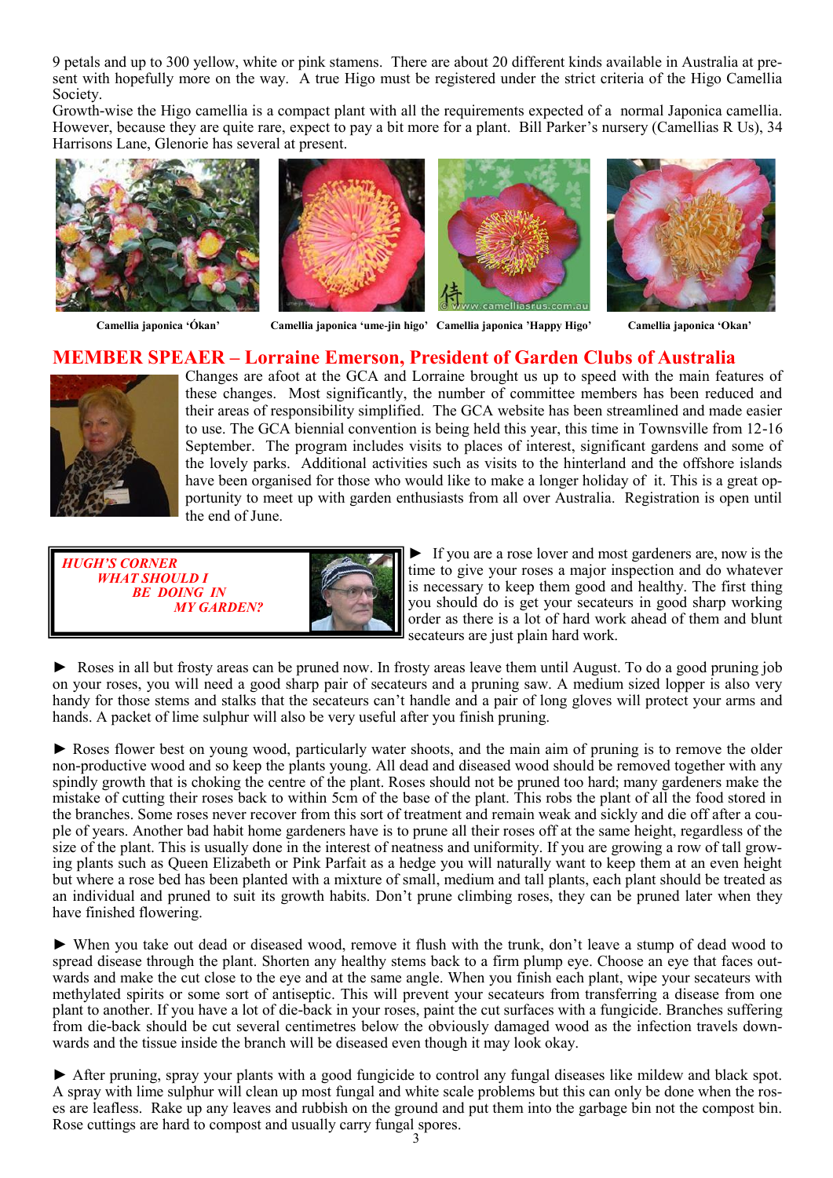9 petals and up to 300 yellow, white or pink stamens. There are about 20 different kinds available in Australia at present with hopefully more on the way. A true Higo must be registered under the strict criteria of the Higo Camellia Society.

Growth-wise the Higo camellia is a compact plant with all the requirements expected of a normal Japonica camellia. However, because they are quite rare, expect to pay a bit more for a plant. Bill Parker's nursery (Camellias R Us), 34 Harrisons Lane, Glenorie has several at present.

**Camellia japonica 'Ókan'** **Camellia japonica 'ume-jin higo'** **Camellia japonica 'Happy Higo'** **Camellia japonica 'Okan'**

## MEMBER SPEAER – Lorraine Emerson, President of Garden Clubs of Australia

Changes are afoot at the GCA and Lorraine brought us up to speed with the main features of these changes. Most significantly, the number of committee members has been reduced and their areas of responsibility simplified. The GCA website has been streamlined and made easier to use. The GCA biennial convention is being held this year, this time in Townsville from 12-16 September. The program includes visits to places of interest, significant gardens and some of the lovely parks. Additional activities such as visits to the hinterland and the offshore islands have been organised for those who would like to make a longer holiday of it. This is a great opportunity to meet up with garden enthusiasts from all over Australia. Registration is open until the end of June.

***HUGH'S CORNER***
***WHAT SHOULD I BE DOING IN MY GARDEN?***

► If you are a rose lover and most gardeners are, now is the time to give your roses a major inspection and do whatever is necessary to keep them good and healthy. The first thing you should do is get your secateurs in good sharp working order as there is a lot of hard work ahead of them and blunt secateurs are just plain hard work.

► Roses in all but frosty areas can be pruned now. In frosty areas leave them until August. To do a good pruning job on your roses, you will need a good sharp pair of secateurs and a pruning saw. A medium sized lopper is also very handy for those stems and stalks that the secateurs can't handle and a pair of long gloves will protect your arms and hands. A packet of lime sulphur will also be very useful after you finish pruning.

► Roses flower best on young wood, particularly water shoots, and the main aim of pruning is to remove the older non-productive wood and so keep the plants young. All dead and diseased wood should be removed together with any spindly growth that is choking the centre of the plant. Roses should not be pruned too hard; many gardeners make the mistake of cutting their roses back to within 5cm of the base of the plant. This robs the plant of all the food stored in the branches. Some roses never recover from this sort of treatment and remain weak and sickly and die off after a couple of years. Another bad habit home gardeners have is to prune all their roses off at the same height, regardless of the size of the plant. This is usually done in the interest of neatness and uniformity. If you are growing a row of tall growing plants such as Queen Elizabeth or Pink Parfait as a hedge you will naturally want to keep them at an even height but where a rose bed has been planted with a mixture of small, medium and tall plants, each plant should be treated as an individual and pruned to suit its growth habits. Don't prune climbing roses, they can be pruned later when they have finished flowering.

► When you take out dead or diseased wood, remove it flush with the trunk, don't leave a stump of dead wood to spread disease through the plant. Shorten any healthy stems back to a firm plump eye. Choose an eye that faces outwards and make the cut close to the eye and at the same angle. When you finish each plant, wipe your secateurs with methylated spirits or some sort of antiseptic. This will prevent your secateurs from transferring a disease from one plant to another. If you have a lot of die-back in your roses, paint the cut surfaces with a fungicide. Branches suffering from die-back should be cut several centimetres below the obviously damaged wood as the infection travels downwards and the tissue inside the branch will be diseased even though it may look okay.

► After pruning, spray your plants with a good fungicide to control any fungal diseases like mildew and black spot. A spray with lime sulphur will clean up most fungal and white scale problems but this can only be done when the roses are leafless. Rake up any leaves and rubbish on the ground and put them into the garbage bin not the compost bin. Rose cuttings are hard to compost and usually carry fungal spores.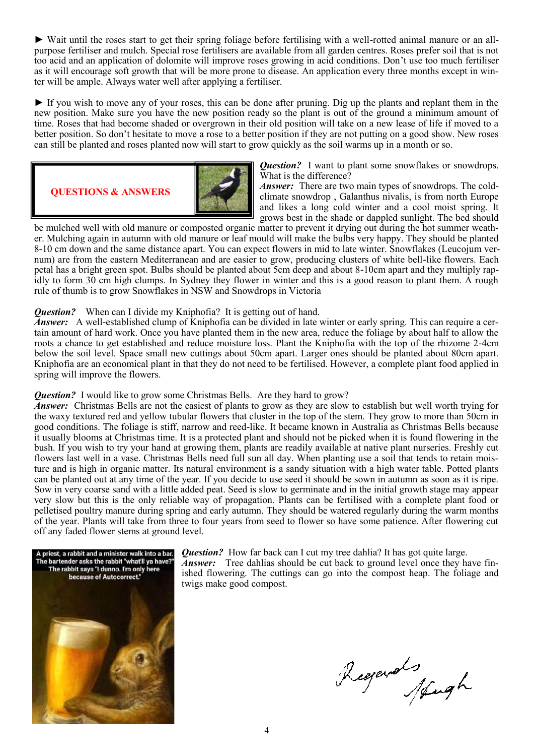► Wait until the roses start to get their spring foliage before fertilising with a well-rotted animal manure or an all-purpose fertiliser and mulch. Special rose fertilisers are available from all garden centres. Roses prefer soil that is not too acid and an application of dolomite will improve roses growing in acid conditions. Don't use too much fertiliser as it will encourage soft growth that will be more prone to disease. An application every three months except in winter will be ample. Always water well after applying a fertiliser.

► If you wish to move any of your roses, this can be done after pruning. Dig up the plants and replant them in the new position. Make sure you have the new position ready so the plant is out of the ground a minimum amount of time. Roses that had become shaded or overgrown in their old position will take on a new lease of life if moved to a better position. So don't hesitate to move a rose to a better position if they are not putting on a good show. New roses can still be planted and roses planted now will start to grow quickly as the soil warms up in a month or so.

## QUESTIONS & ANSWERS

***Question?*** I want to plant some snowflakes or snowdrops. What is the difference?

***Answer:*** There are two main types of snowdrops. The cold-climate snowdrop , Galanthus nivalis, is from north Europe and likes a long cold winter and a cool moist spring. It grows best in the shade or dappled sunlight. The bed should be mulched well with old manure or composted organic matter to prevent it drying out during the hot summer weather. Mulching again in autumn with old manure or leaf mould will make the bulbs very happy. They should be planted 8-10 cm down and the same distance apart. You can expect flowers in mid to late winter. Snowflakes (Leucojum vernum) are from the eastern Mediterranean and are easier to grow, producing clusters of white bell-like flowers. Each petal has a bright green spot. Bulbs should be planted about 5cm deep and about 8-10cm apart and they multiply rapidly to form 30 cm high clumps. In Sydney they flower in winter and this is a good reason to plant them. A rough rule of thumb is to grow Snowflakes in NSW and Snowdrops in Victoria

***Question?*** When can I divide my Kniphofia? It is getting out of hand.

***Answer:*** A well-established clump of Kniphofia can be divided in late winter or early spring. This can require a certain amount of hard work. Once you have planted them in the new area, reduce the foliage by about half to allow the roots a chance to get established and reduce moisture loss. Plant the Kniphofia with the top of the rhizome 2-4cm below the soil level. Space small new cuttings about 50cm apart. Larger ones should be planted about 80cm apart. Kniphofia are an economical plant in that they do not need to be fertilised. However, a complete plant food applied in spring will improve the flowers.

***Question?*** I would like to grow some Christmas Bells. Are they hard to grow?

***Answer:*** Christmas Bells are not the easiest of plants to grow as they are slow to establish but well worth trying for the waxy textured red and yellow tubular flowers that cluster in the top of the stem. They grow to more than 50cm in good conditions. The foliage is stiff, narrow and reed-like. It became known in Australia as Christmas Bells because it usually blooms at Christmas time. It is a protected plant and should not be picked when it is found flowering in the bush. If you wish to try your hand at growing them, plants are readily available at native plant nurseries. Freshly cut flowers last well in a vase. Christmas Bells need full sun all day. When planting use a soil that tends to retain moisture and is high in organic matter. Its natural environment is a sandy situation with a high water table. Potted plants can be planted out at any time of the year. If you decide to use seed it should be sown in autumn as soon as it is ripe. Sow in very coarse sand with a little added peat. Seed is slow to germinate and in the initial growth stage may appear very slow but this is the only reliable way of propagation. Plants can be fertilised with a complete plant food or pelletised poultry manure during spring and early autumn. They should be watered regularly during the warm months of the year. Plants will take from three to four years from seed to flower so have some patience. After flowering cut off any faded flower stems at ground level.

A priest, a rabbit and a minister walk into a bar. The bartender asks the rabbit "what'll ya have?" The rabbit says "I dunno. I'm only here because of Autocorrect."

***Question?*** How far back can I cut my tree dahlia? It has got quite large.

***Answer:*** Tree dahlias should be cut back to ground level once they have finished flowering. The cuttings can go into the compost heap. The foliage and twigs make good compost.

Regards
Hugh